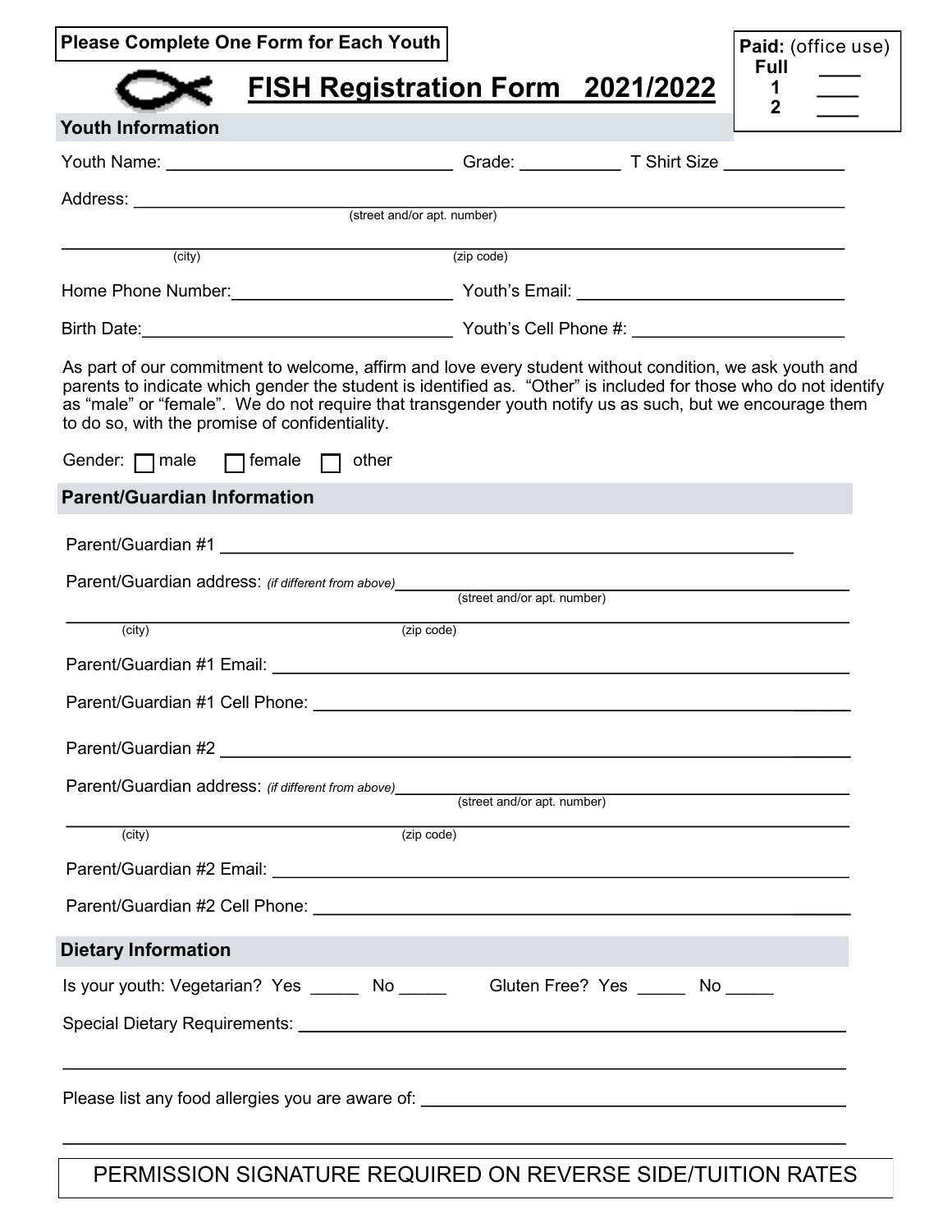**Please Complete One Form for Each Youth**

**Paid:** (office use)
**Full** ____
**1** ____
**2** ____

# FISH Registration Form 2021/2022

## Youth Information

Youth Name: ______________________________ Grade: __________ T Shirt Size ____________

Address: ______________________________________________________________
(street and/or apt. number)

______________________________________________________________
(city) (zip code)

Home Phone Number: ______________________ Youth's Email: ___________________________

Birth Date: ______________________________ Youth's Cell Phone #: _____________________

As part of our commitment to welcome, affirm and love every student without condition, we ask youth and parents to indicate which gender the student is identified as. "Other" is included for those who do not identify as "male" or "female". We do not require that transgender youth notify us as such, but we encourage them to do so, with the promise of confidentiality.

Gender: ☐ male ☐ female ☐ other

## Parent/Guardian Information

Parent/Guardian #1 ______________________________________________________________

Parent/Guardian address: *(if different from above)* ___________________________________
(street and/or apt. number)

______________________________________________________________
(city) (zip code)

Parent/Guardian #1 Email: ______________________________________________________

Parent/Guardian #1 Cell Phone: __________________________________________________

Parent/Guardian #2 ______________________________________________________________

Parent/Guardian address: *(if different from above)* ___________________________________
(street and/or apt. number)

______________________________________________________________
(city) (zip code)

Parent/Guardian #2 Email: ______________________________________________________

Parent/Guardian #2 Cell Phone: __________________________________________________

## Dietary Information

Is your youth: Vegetarian? Yes _____ No _____ Gluten Free? Yes _____ No _____

Special Dietary Requirements: ___________________________________________________

______________________________________________________________

Please list any food allergies you are aware of: ___________________________________

______________________________________________________________

PERMISSION SIGNATURE REQUIRED ON REVERSE SIDE/TUITION RATES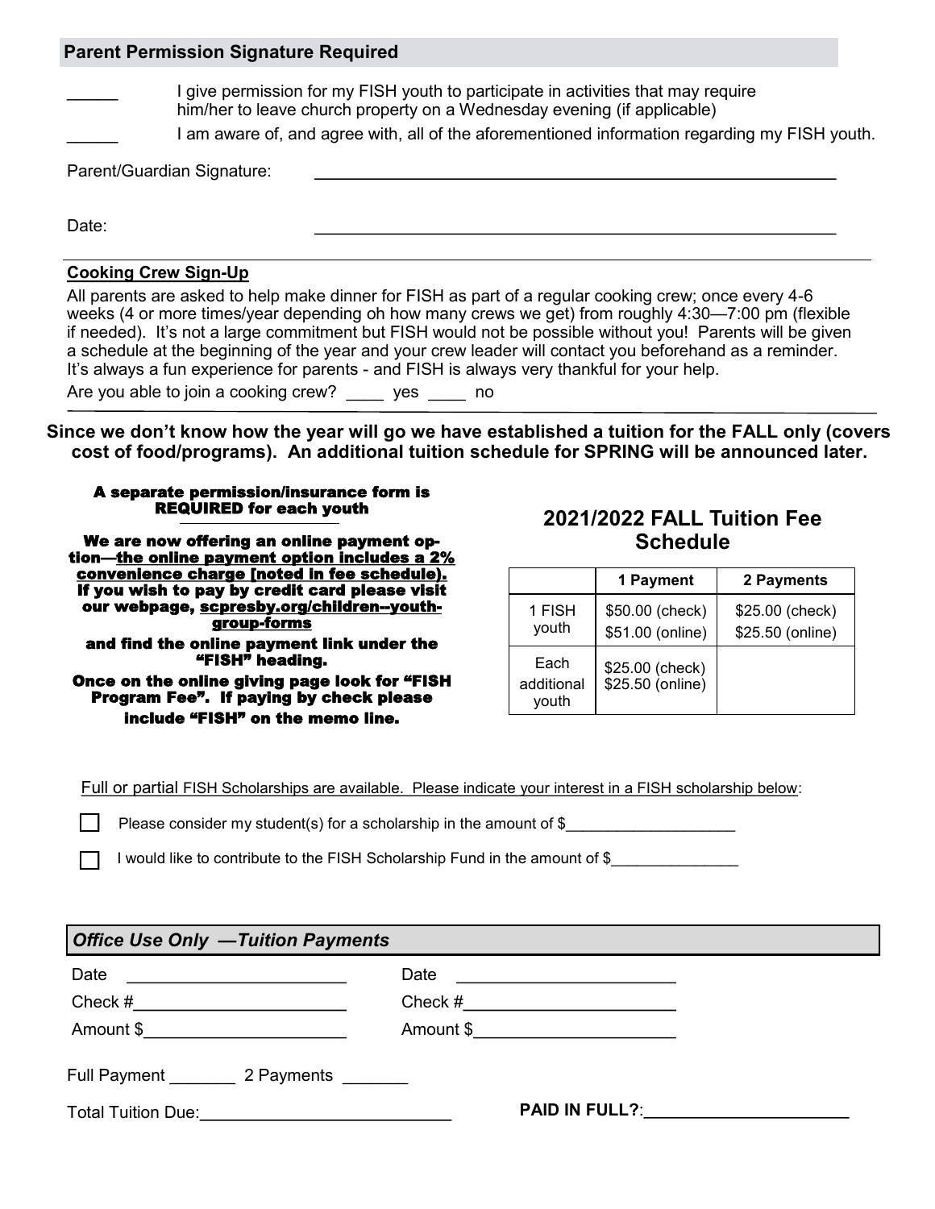## Parent Permission Signature Required

_____ I give permission for my FISH youth to participate in activities that may require him/her to leave church property on a Wednesday evening (if applicable)

_____ I am aware of, and agree with, all of the aforementioned information regarding my FISH youth.

Parent/Guardian Signature: ____________________________________________

Date: ____________________________________________

**Cooking Crew Sign-Up**

All parents are asked to help make dinner for FISH as part of a regular cooking crew; once every 4-6 weeks (4 or more times/year depending oh how many crews we get) from roughly 4:30—7:00 pm (flexible if needed). It's not a large commitment but FISH would not be possible without you! Parents will be given a schedule at the beginning of the year and your crew leader will contact you beforehand as a reminder. It's always a fun experience for parents - and FISH is always very thankful for your help.

Are you able to join a cooking crew? ____ yes ____ no

**Since we don't know how the year will go we have established a tuition for the FALL only (covers cost of food/programs). An additional tuition schedule for SPRING will be announced later.**

**A separate permission/insurance form is REQUIRED for each youth**

**We are now offering an online payment option—the online payment option includes a 2% convenience charge [noted in fee schedule). If you wish to pay by credit card please visit our webpage, scpresby.org/children--youth-group-forms and find the online payment link under the "FISH" heading.**

**Once on the online giving page look for "FISH Program Fee". If paying by check please include "FISH" on the memo line.**

## 2021/2022 FALL Tuition Fee Schedule

| | 1 Payment | 2 Payments |
|---|---|---|
| 1 FISH youth | $50.00 (check) $51.00 (online) | $25.00 (check) $25.50 (online) |
| Each additional youth | $25.00 (check) $25.50 (online) | |

Full or partial FISH Scholarships are available. Please indicate your interest in a FISH scholarship below:

☐ Please consider my student(s) for a scholarship in the amount of $___________________

☐ I would like to contribute to the FISH Scholarship Fund in the amount of $______________

### *Office Use Only —Tuition Payments*

Date ______________________ Date ______________________

Check #______________________ Check #______________________

Amount $______________________ Amount $______________________

Full Payment _______ 2 Payments _______

Total Tuition Due:__________________________ **PAID IN FULL?**:____________________